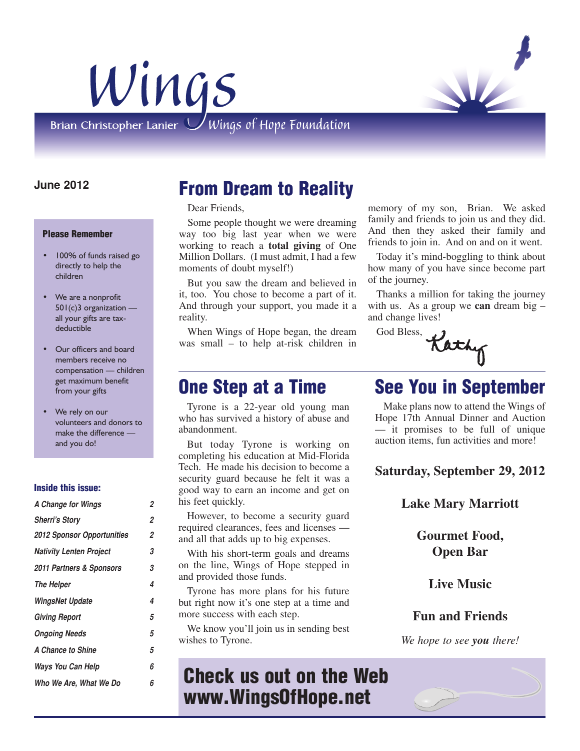# Wings

Brian Christopher Lanier Wings of Hope Foundation

**June 2012**

**Please Remember**

- 100% of funds raised go directly to help the children
- We are a nonprofit 501(c)3 organization — all your gifts are tax-deductible
- Our officers and board members receive no compensation — children get maximum benefit from your gifts
- We rely on our volunteers and donors to make the difference — and you do!

**Inside this issue:**

| | |
|---|---|
| *A Change for Wings* | 2 |
| *Sherri's Story* | 2 |
| *2012 Sponsor Opportunities* | 2 |
| *Nativity Lenten Project* | 3 |
| *2011 Partners & Sponsors* | 3 |
| *The Helper* | 4 |
| *WingsNet Update* | 4 |
| *Giving Report* | 5 |
| *Ongoing Needs* | 5 |
| *A Chance to Shine* | 5 |
| *Ways You Can Help* | 6 |
| *Who We Are, What We Do* | 6 |

## From Dream to Reality

Dear Friends,

Some people thought we were dreaming way too big last year when we were working to reach a **total giving** of One Million Dollars. (I must admit, I had a few moments of doubt myself!)

But you saw the dream and believed in it, too. You chose to become a part of it. And through your support, you made it a reality.

When Wings of Hope began, the dream was small – to help at-risk children in memory of my son, Brian. We asked family and friends to join us and they did. And then they asked their family and friends to join in. And on and on it went.

Today it's mind-boggling to think about how many of you have since become part of the journey.

Thanks a million for taking the journey with us. As a group we **can** dream big – and change lives!

God Bless,
Kathy

## One Step at a Time

Tyrone is a 22-year old young man who has survived a history of abuse and abandonment.

But today Tyrone is working on completing his education at Mid-Florida Tech. He made his decision to become a security guard because he felt it was a good way to earn an income and get on his feet quickly.

However, to become a security guard required clearances, fees and licenses — and all that adds up to big expenses.

With his short-term goals and dreams on the line, Wings of Hope stepped in and provided those funds.

Tyrone has more plans for his future but right now it's one step at a time and more success with each step.

We know you'll join us in sending best wishes to Tyrone.

## See You in September

Make plans now to attend the Wings of Hope 17th Annual Dinner and Auction — it promises to be full of unique auction items, fun activities and more!

**Saturday, September 29, 2012**

**Lake Mary Marriott**

**Gourmet Food, Open Bar**

**Live Music**

**Fun and Friends**

*We hope to see **you** there!*

## Check us out on the Web www.WingsOfHope.net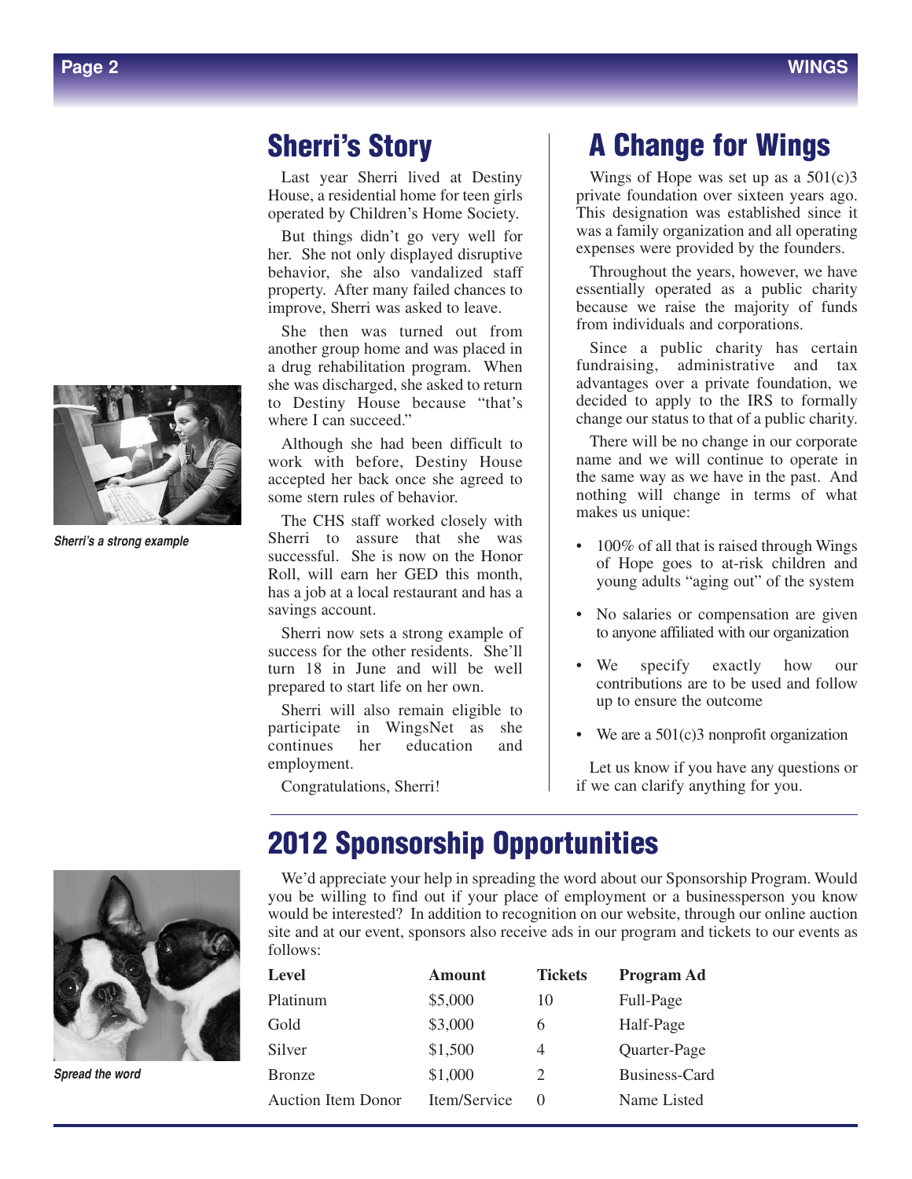## Sherri's Story

Last year Sherri lived at Destiny House, a residential home for teen girls operated by Children's Home Society.

But things didn't go very well for her. She not only displayed disruptive behavior, she also vandalized staff property. After many failed chances to improve, Sherri was asked to leave.

She then was turned out from another group home and was placed in a drug rehabilitation program. When she was discharged, she asked to return to Destiny House because "that's where I can succeed."

Although she had been difficult to work with before, Destiny House accepted her back once she agreed to some stern rules of behavior.

The CHS staff worked closely with Sherri to assure that she was successful. She is now on the Honor Roll, will earn her GED this month, has a job at a local restaurant and has a savings account.

Sherri now sets a strong example of success for the other residents. She'll turn 18 in June and will be well prepared to start life on her own.

Sherri will also remain eligible to participate in WingsNet as she continues her education and employment.

Congratulations, Sherri!

*Sherri's a strong example*

## A Change for Wings

Wings of Hope was set up as a 501(c)3 private foundation over sixteen years ago. This designation was established since it was a family organization and all operating expenses were provided by the founders.

Throughout the years, however, we have essentially operated as a public charity because we raise the majority of funds from individuals and corporations.

Since a public charity has certain fundraising, administrative and tax advantages over a private foundation, we decided to apply to the IRS to formally change our status to that of a public charity.

There will be no change in our corporate name and we will continue to operate in the same way as we have in the past. And nothing will change in terms of what makes us unique:

- 100% of all that is raised through Wings of Hope goes to at-risk children and young adults "aging out" of the system
- No salaries or compensation are given to anyone affiliated with our organization
- We specify exactly how our contributions are to be used and follow up to ensure the outcome
- We are a 501(c)3 nonprofit organization

Let us know if you have any questions or if we can clarify anything for you.

## 2012 Sponsorship Opportunities

We'd appreciate your help in spreading the word about our Sponsorship Program. Would you be willing to find out if your place of employment or a businessperson you know would be interested? In addition to recognition on our website, through our online auction site and at our event, sponsors also receive ads in our program and tickets to our events as follows:

| Level | Amount | Tickets | Program Ad |
|---|---|---|---|
| Platinum | $5,000 | 10 | Full-Page |
| Gold | $3,000 | 6 | Half-Page |
| Silver | $1,500 | 4 | Quarter-Page |
| Bronze | $1,000 | 2 | Business-Card |
| Auction Item Donor | Item/Service | 0 | Name Listed |

*Spread the word*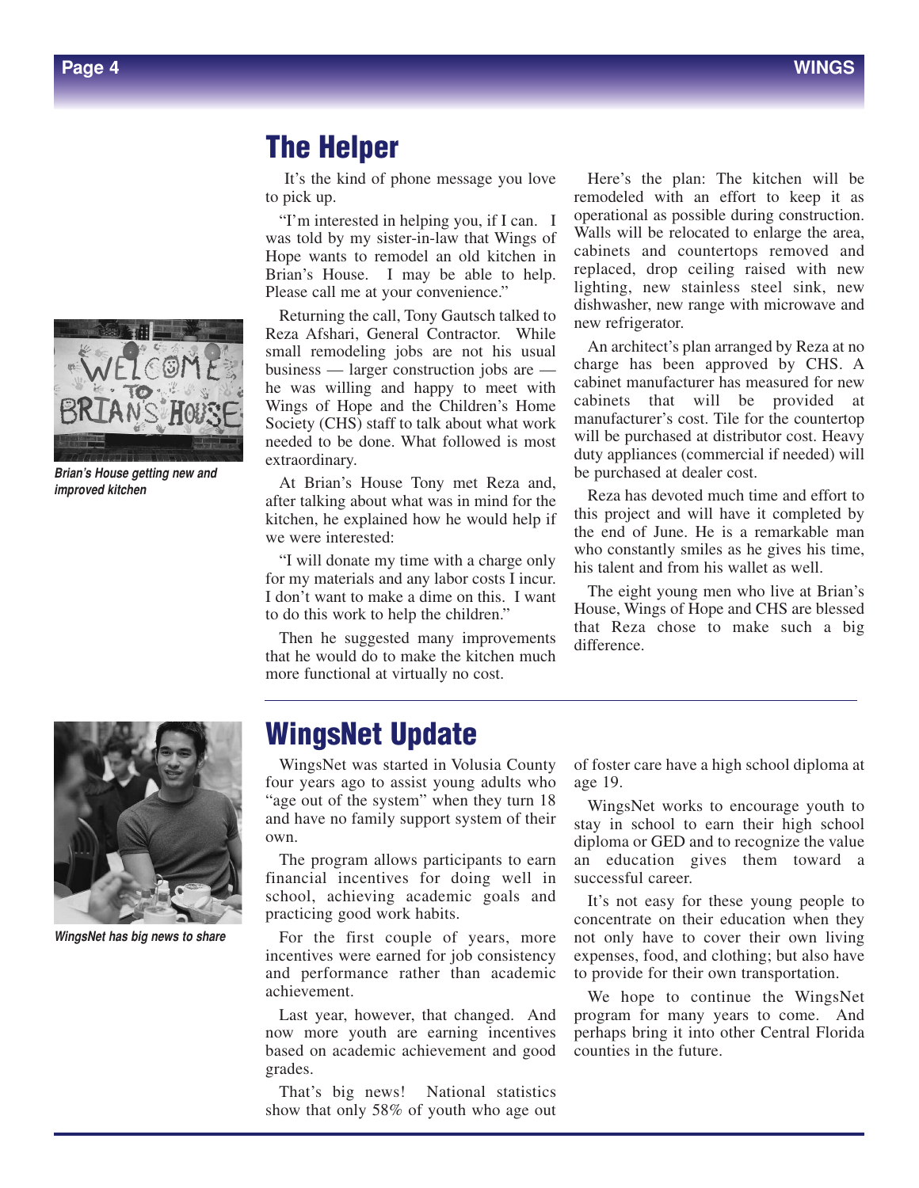## The Helper

It's the kind of phone message you love to pick up.

"I'm interested in helping you, if I can. I was told by my sister-in-law that Wings of Hope wants to remodel an old kitchen in Brian's House. I may be able to help. Please call me at your convenience."

Returning the call, Tony Gautsch talked to Reza Afshari, General Contractor. While small remodeling jobs are not his usual business — larger construction jobs are — he was willing and happy to meet with Wings of Hope and the Children's Home Society (CHS) staff to talk about what work needed to be done. What followed is most extraordinary.

At Brian's House Tony met Reza and, after talking about what was in mind for the kitchen, he explained how he would help if we were interested:

"I will donate my time with a charge only for my materials and any labor costs I incur. I don't want to make a dime on this. I want to do this work to help the children."

Then he suggested many improvements that he would do to make the kitchen much more functional at virtually no cost.

Here's the plan: The kitchen will be remodeled with an effort to keep it as operational as possible during construction. Walls will be relocated to enlarge the area, cabinets and countertops removed and replaced, drop ceiling raised with new lighting, new stainless steel sink, new dishwasher, new range with microwave and new refrigerator.

An architect's plan arranged by Reza at no charge has been approved by CHS. A cabinet manufacturer has measured for new cabinets that will be provided at manufacturer's cost. Tile for the countertop will be purchased at distributor cost. Heavy duty appliances (commercial if needed) will be purchased at dealer cost.

Reza has devoted much time and effort to this project and will have it completed by the end of June. He is a remarkable man who constantly smiles as he gives his time, his talent and from his wallet as well.

The eight young men who live at Brian's House, Wings of Hope and CHS are blessed that Reza chose to make such a big difference.

*Brian's House getting new and improved kitchen*

## WingsNet Update

WingsNet was started in Volusia County four years ago to assist young adults who "age out of the system" when they turn 18 and have no family support system of their own.

The program allows participants to earn financial incentives for doing well in school, achieving academic goals and practicing good work habits.

For the first couple of years, more incentives were earned for job consistency and performance rather than academic achievement.

Last year, however, that changed. And now more youth are earning incentives based on academic achievement and good grades.

That's big news! National statistics show that only 58% of youth who age out of foster care have a high school diploma at age 19.

WingsNet works to encourage youth to stay in school to earn their high school diploma or GED and to recognize the value an education gives them toward a successful career.

It's not easy for these young people to concentrate on their education when they not only have to cover their own living expenses, food, and clothing; but also have to provide for their own transportation.

We hope to continue the WingsNet program for many years to come. And perhaps bring it into other Central Florida counties in the future.

*WingsNet has big news to share*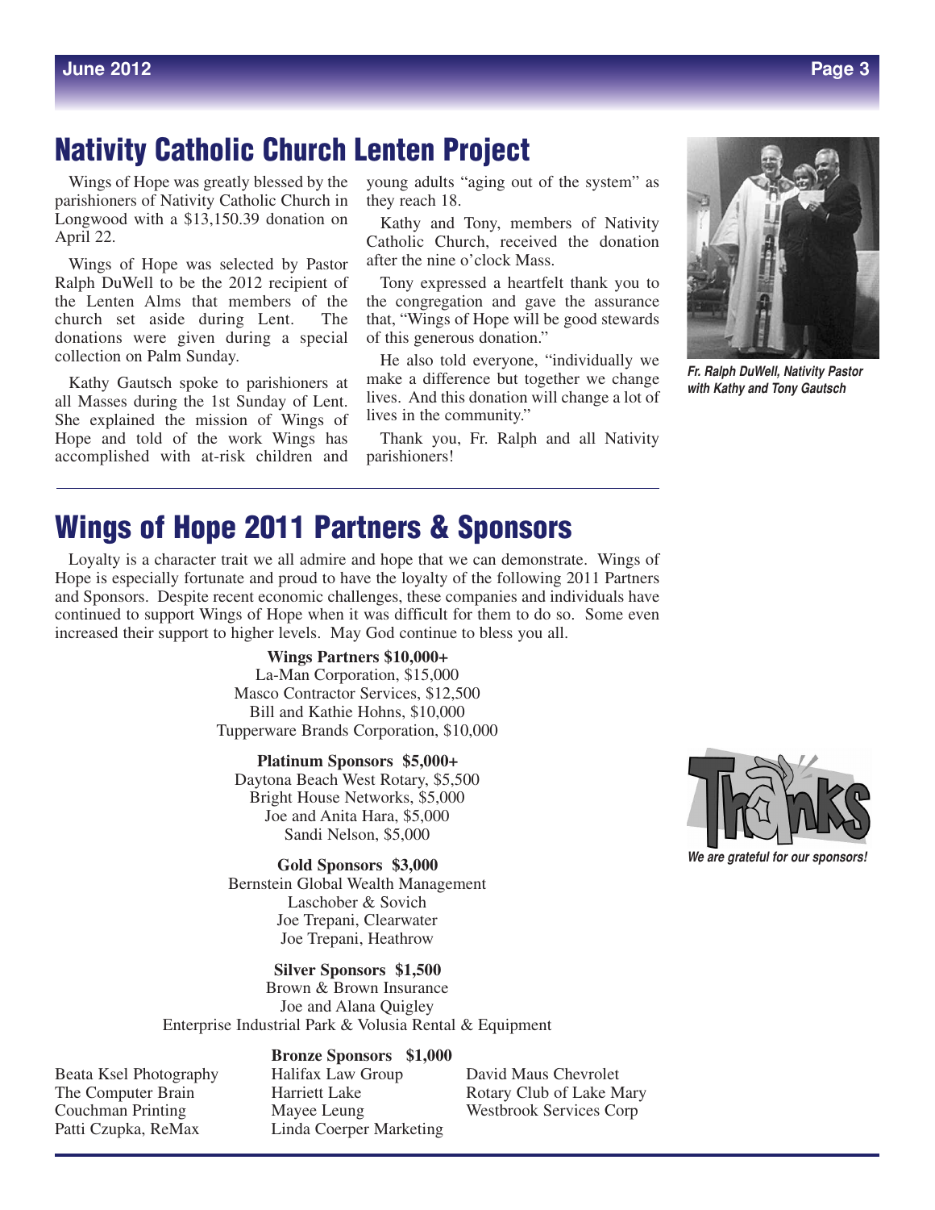## Nativity Catholic Church Lenten Project

Wings of Hope was greatly blessed by the parishioners of Nativity Catholic Church in Longwood with a $13,150.39 donation on April 22.

Wings of Hope was selected by Pastor Ralph DuWell to be the 2012 recipient of the Lenten Alms that members of the church set aside during Lent. The donations were given during a special collection on Palm Sunday.

Kathy Gautsch spoke to parishioners at all Masses during the 1st Sunday of Lent. She explained the mission of Wings of Hope and told of the work Wings has accomplished with at-risk children and young adults "aging out of the system" as they reach 18.

Kathy and Tony, members of Nativity Catholic Church, received the donation after the nine o'clock Mass.

Tony expressed a heartfelt thank you to the congregation and gave the assurance that, "Wings of Hope will be good stewards of this generous donation."

He also told everyone, "individually we make a difference but together we change lives. And this donation will change a lot of lives in the community."

Thank you, Fr. Ralph and all Nativity parishioners!

*Fr. Ralph DuWell, Nativity Pastor with Kathy and Tony Gautsch*

---

## Wings of Hope 2011 Partners & Sponsors

Loyalty is a character trait we all admire and hope that we can demonstrate. Wings of Hope is especially fortunate and proud to have the loyalty of the following 2011 Partners and Sponsors. Despite recent economic challenges, these companies and individuals have continued to support Wings of Hope when it was difficult for them to do so. Some even increased their support to higher levels. May God continue to bless you all.

**Wings Partners $10,000+**

La-Man Corporation, $15,000
Masco Contractor Services, $12,500
Bill and Kathie Hohns, $10,000
Tupperware Brands Corporation, $10,000

**Platinum Sponsors $5,000+**

Daytona Beach West Rotary, $5,500
Bright House Networks, $5,000
Joe and Anita Hara, $5,000
Sandi Nelson, $5,000

**Gold Sponsors $3,000**

Bernstein Global Wealth Management
Laschober & Sovich
Joe Trepani, Clearwater
Joe Trepani, Heathrow

**Silver Sponsors $1,500**

Brown & Brown Insurance
Joe and Alana Quigley
Enterprise Industrial Park & Volusia Rental & Equipment

**Bronze Sponsors $1,000**

Beata Ksel Photography
The Computer Brain
Couchman Printing
Patti Czupka, ReMax
Halifax Law Group
Harriett Lake
Mayee Leung
Linda Coerper Marketing
David Maus Chevrolet
Rotary Club of Lake Mary
Westbrook Services Corp

*We are grateful for our sponsors!*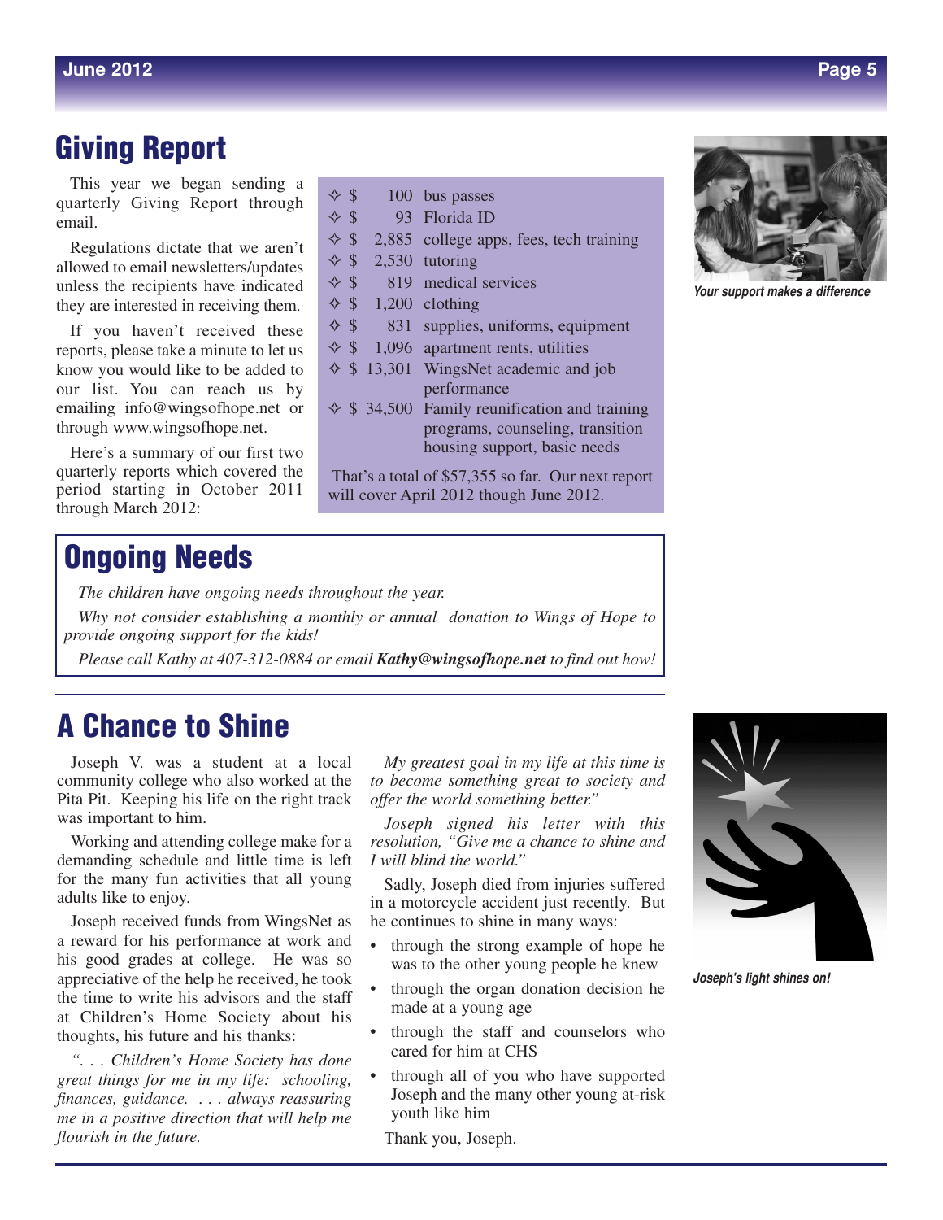## Giving Report

This year we began sending a quarterly Giving Report through email.

Regulations dictate that we aren't allowed to email newsletters/updates unless the recipients have indicated they are interested in receiving them.

If you haven't received these reports, please take a minute to let us know you would like to be added to our list. You can reach us by emailing info@wingsofhope.net or through www.wingsofhope.net.

Here's a summary of our first two quarterly reports which covered the period starting in October 2011 through March 2012:

- $ 100 bus passes
- $ 93 Florida ID
- $ 2,885 college apps, fees, tech training
- $ 2,530 tutoring
- $ 819 medical services
- $ 1,200 clothing
- $ 831 supplies, uniforms, equipment
- $ 1,096 apartment rents, utilities
- $ 13,301 WingsNet academic and job performance
- $ 34,500 Family reunification and training programs, counseling, transition housing support, basic needs

That's a total of $57,355 so far. Our next report will cover April 2012 though June 2012.

*Your support makes a difference*

## Ongoing Needs

*The children have ongoing needs throughout the year.*

*Why not consider establishing a monthly or annual donation to Wings of Hope to provide ongoing support for the kids!*

*Please call Kathy at 407-312-0884 or email **Kathy@wingsofhope.net** to find out how!*

## A Chance to Shine

Joseph V. was a student at a local community college who also worked at the Pita Pit. Keeping his life on the right track was important to him.

Working and attending college make for a demanding schedule and little time is left for the many fun activities that all young adults like to enjoy.

Joseph received funds from WingsNet as a reward for his performance at work and his good grades at college. He was so appreciative of the help he received, he took the time to write his advisors and the staff at Children's Home Society about his thoughts, his future and his thanks:

*". . . Children's Home Society has done great things for me in my life: schooling, finances, guidance. . . . always reassuring me in a positive direction that will help me flourish in the future.*

*My greatest goal in my life at this time is to become something great to society and offer the world something better."*

*Joseph signed his letter with this resolution, "Give me a chance to shine and I will blind the world."*

Sadly, Joseph died from injuries suffered in a motorcycle accident just recently. But he continues to shine in many ways:

- through the strong example of hope he was to the other young people he knew
- through the organ donation decision he made at a young age
- through the staff and counselors who cared for him at CHS
- through all of you who have supported Joseph and the many other young at-risk youth like him

Thank you, Joseph.

*Joseph's light shines on!*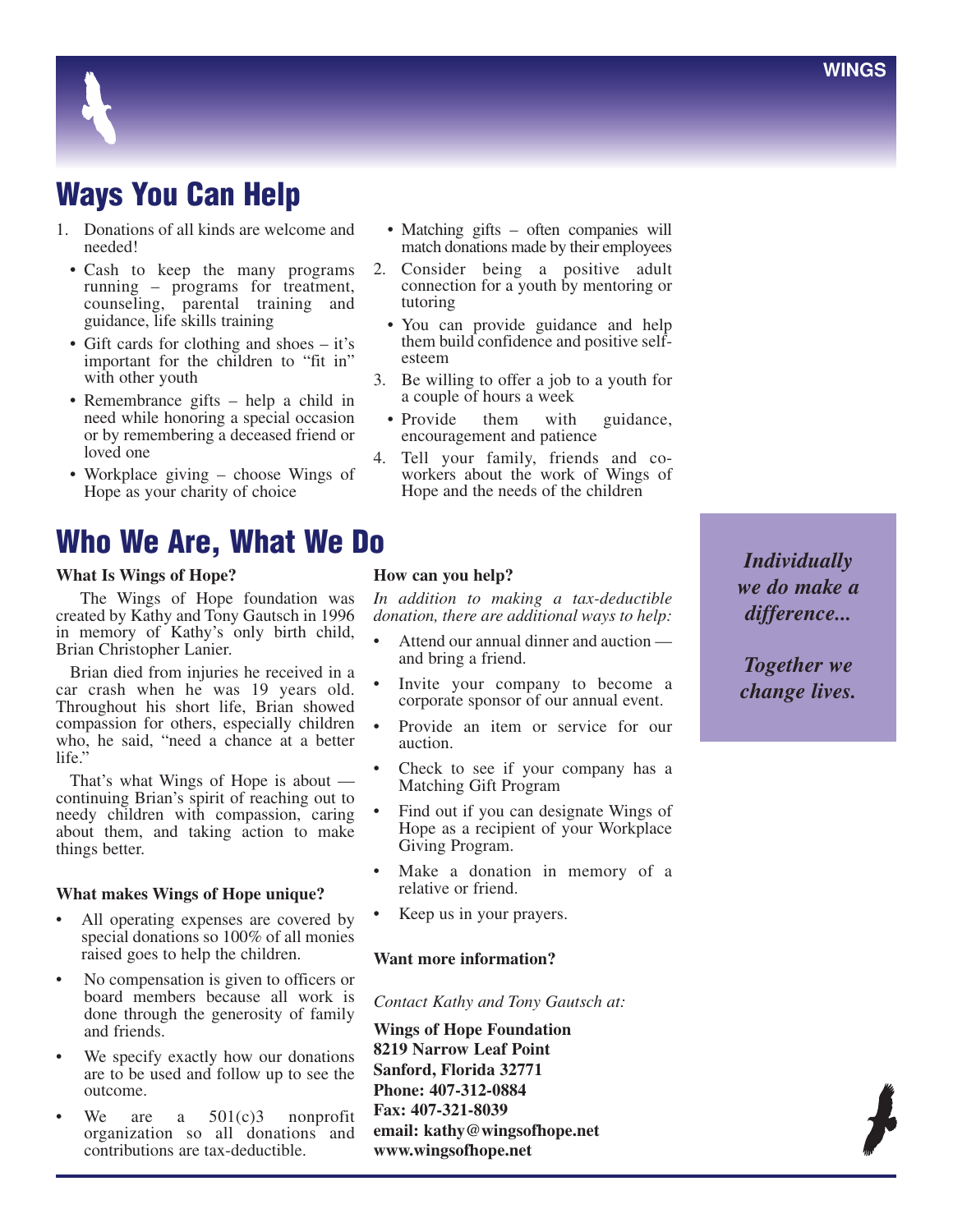## Ways You Can Help

1. Donations of all kinds are welcome and needed!
   - Cash to keep the many programs running – programs for treatment, counseling, parental training and guidance, life skills training
   - Gift cards for clothing and shoes – it's important for the children to "fit in" with other youth
   - Remembrance gifts – help a child in need while honoring a special occasion or by remembering a deceased friend or loved one
   - Workplace giving – choose Wings of Hope as your charity of choice
   - Matching gifts – often companies will match donations made by their employees
2. Consider being a positive adult connection for a youth by mentoring or tutoring
   - You can provide guidance and help them build confidence and positive self-esteem
3. Be willing to offer a job to a youth for a couple of hours a week
   - Provide them with guidance, encouragement and patience
4. Tell your family, friends and co-workers about the work of Wings of Hope and the needs of the children

## Who We Are, What We Do

**What Is Wings of Hope?**

The Wings of Hope foundation was created by Kathy and Tony Gautsch in 1996 in memory of Kathy's only birth child, Brian Christopher Lanier.

Brian died from injuries he received in a car crash when he was 19 years old. Throughout his short life, Brian showed compassion for others, especially children who, he said, "need a chance at a better life."

That's what Wings of Hope is about — continuing Brian's spirit of reaching out to needy children with compassion, caring about them, and taking action to make things better.

**What makes Wings of Hope unique?**

- All operating expenses are covered by special donations so 100% of all monies raised goes to help the children.
- No compensation is given to officers or board members because all work is done through the generosity of family and friends.
- We specify exactly how our donations are to be used and follow up to see the outcome.
- We are a 501(c)3 nonprofit organization so all donations and contributions are tax-deductible.

**How can you help?**

*In addition to making a tax-deductible donation, there are additional ways to help:*

- Attend our annual dinner and auction — and bring a friend.
- Invite your company to become a corporate sponsor of our annual event.
- Provide an item or service for our auction.
- Check to see if your company has a Matching Gift Program
- Find out if you can designate Wings of Hope as a recipient of your Workplace Giving Program.
- Make a donation in memory of a relative or friend.
- Keep us in your prayers.

**Want more information?**

*Contact Kathy and Tony Gautsch at:*

**Wings of Hope Foundation**
**8219 Narrow Leaf Point**
**Sanford, Florida 32771**
**Phone: 407-312-0884**
**Fax: 407-321-8039**
**email: kathy@wingsofhope.net**
**www.wingsofhope.net**

***Individually we do make a difference...***

***Together we change lives.***